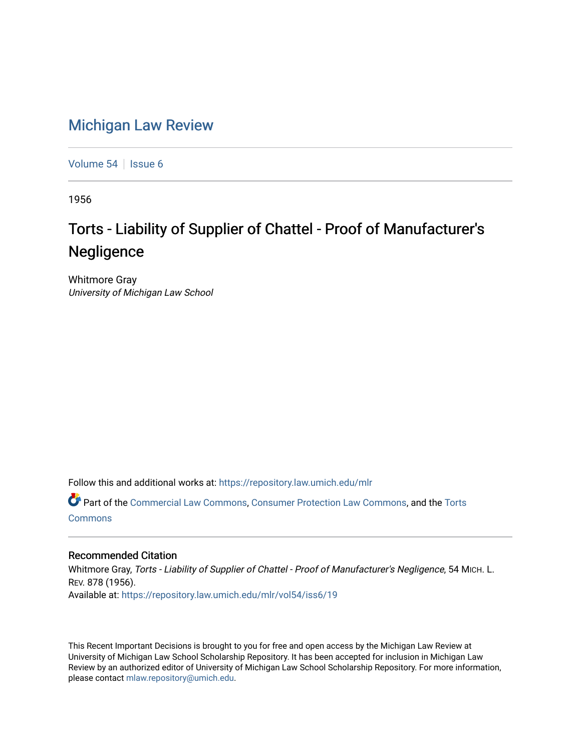# Michigan Law Review

Volume 54 | Issue 6

1956

## Torts - Liability of Supplier of Chattel - Proof of Manufacturer's Negligence

Whitmore Gray
*University of Michigan Law School*

Follow this and additional works at: https://repository.law.umich.edu/mlr

Part of the Commercial Law Commons, Consumer Protection Law Commons, and the Torts Commons

### Recommended Citation

Whitmore Gray, *Torts - Liability of Supplier of Chattel - Proof of Manufacturer's Negligence*, 54 MICH. L. REV. 878 (1956).
Available at: https://repository.law.umich.edu/mlr/vol54/iss6/19

This Recent Important Decisions is brought to you for free and open access by the Michigan Law Review at University of Michigan Law School Scholarship Repository. It has been accepted for inclusion in Michigan Law Review by an authorized editor of University of Michigan Law School Scholarship Repository. For more information, please contact mlaw.repository@umich.edu.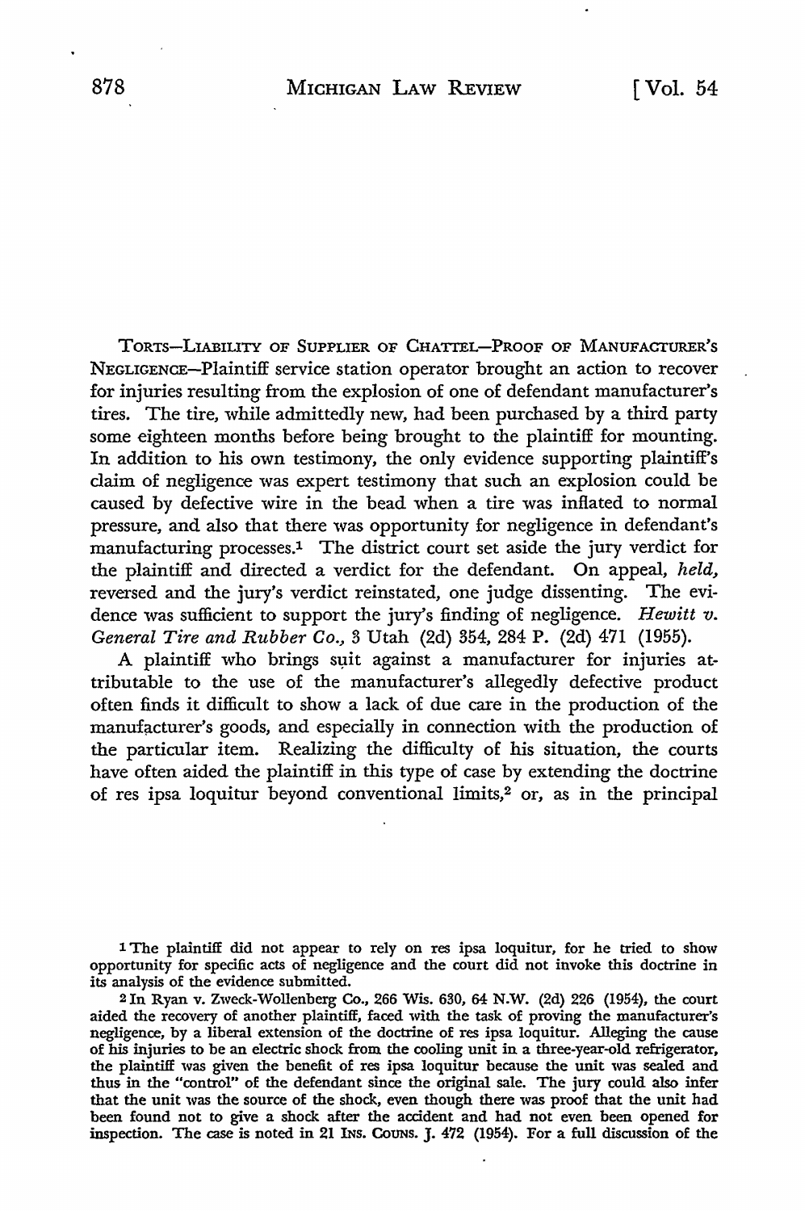TORTS—LIABILITY OF SUPPLIER OF CHATTEL—PROOF OF MANUFACTURER'S NEGLIGENCE—Plaintiff service station operator brought an action to recover for injuries resulting from the explosion of one of defendant manufacturer's tires. The tire, while admittedly new, had been purchased by a third party some eighteen months before being brought to the plaintiff for mounting. In addition to his own testimony, the only evidence supporting plaintiff's claim of negligence was expert testimony that such an explosion could be caused by defective wire in the bead when a tire was inflated to normal pressure, and also that there was opportunity for negligence in defendant's manufacturing processes.[1] The district court set aside the jury verdict for the plaintiff and directed a verdict for the defendant. On appeal, *held,* reversed and the jury's verdict reinstated, one judge dissenting. The evidence was sufficient to support the jury's finding of negligence. *Hewitt v. General Tire and Rubber Co.,* 3 Utah (2d) 354, 284 P. (2d) 471 (1955).

A plaintiff who brings suit against a manufacturer for injuries attributable to the use of the manufacturer's allegedly defective product often finds it difficult to show a lack of due care in the production of the manufacturer's goods, and especially in connection with the production of the particular item. Realizing the difficulty of his situation, the courts have often aided the plaintiff in this type of case by extending the doctrine of res ipsa loquitur beyond conventional limits,[2] or, as in the principal

---

[1] The plaintiff did not appear to rely on res ipsa loquitur, for he tried to show opportunity for specific acts of negligence and the court did not invoke this doctrine in its analysis of the evidence submitted.

[2] In Ryan v. Zweck-Wollenberg Co., 266 Wis. 630, 64 N.W. (2d) 226 (1954), the court aided the recovery of another plaintiff, faced with the task of proving the manufacturer's negligence, by a liberal extension of the doctrine of res ipsa loquitur. Alleging the cause of his injuries to be an electric shock from the cooling unit in a three-year-old refrigerator, the plaintiff was given the benefit of res ipsa loquitur because the unit was sealed and thus in the "control" of the defendant since the original sale. The jury could also infer that the unit was the source of the shock, even though there was proof that the unit had been found not to give a shock after the accident and had not even been opened for inspection. The case is noted in 21 INS. COUNS. J. 472 (1954). For a full discussion of the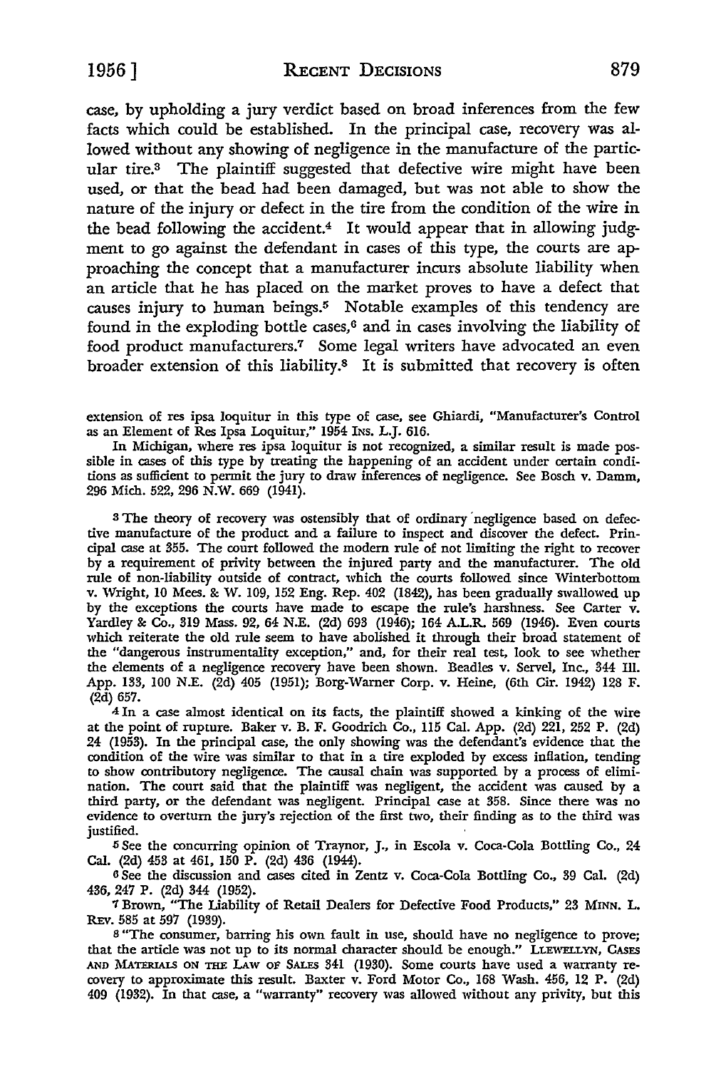case, by upholding a jury verdict based on broad inferences from the few facts which could be established. In the principal case, recovery was allowed without any showing of negligence in the manufacture of the particular tire.[3] The plaintiff suggested that defective wire might have been used, or that the bead had been damaged, but was not able to show the nature of the injury or defect in the tire from the condition of the wire in the bead following the accident.[4] It would appear that in allowing judgment to go against the defendant in cases of this type, the courts are approaching the concept that a manufacturer incurs absolute liability when an article that he has placed on the market proves to have a defect that causes injury to human beings.[5] Notable examples of this tendency are found in the exploding bottle cases,[6] and in cases involving the liability of food product manufacturers.[7] Some legal writers have advocated an even broader extension of this liability.[8] It is submitted that recovery is often

extension of res ipsa loquitur in this type of case, see Ghiardi, "Manufacturer's Control as an Element of Res Ipsa Loquitur," 1954 INS. L.J. 616.

In Michigan, where res ipsa loquitur is not recognized, a similar result is made possible in cases of this type by treating the happening of an accident under certain conditions as sufficient to permit the jury to draw inferences of negligence. See Bosch v. Damm, 296 Mich. 522, 296 N.W. 669 (1941).

[3] The theory of recovery was ostensibly that of ordinary negligence based on defective manufacture of the product and a failure to inspect and discover the defect. Principal case at 355. The court followed the modern rule of not limiting the right to recover by a requirement of privity between the injured party and the manufacturer. The old rule of non-liability outside of contract, which the courts followed since Winterbottom v. Wright, 10 Mees. & W. 109, 152 Eng. Rep. 402 (1842), has been gradually swallowed up by the exceptions the courts have made to escape the rule's harshness. See Carter v. Yardley & Co., 319 Mass. 92, 64 N.E. (2d) 693 (1946); 164 A.L.R. 569 (1946). Even courts which reiterate the old rule seem to have abolished it through their broad statement of the "dangerous instrumentality exception," and, for their real test, look to see whether the elements of a negligence recovery have been shown. Beadles v. Servel, Inc., 344 Ill. App. 133, 100 N.E. (2d) 405 (1951); Borg-Warner Corp. v. Heine, (6th Cir. 1942) 128 F. (2d) 657.

[4] In a case almost identical on its facts, the plaintiff showed a kinking of the wire at the point of rupture. Baker v. B. F. Goodrich Co., 115 Cal. App. (2d) 221, 252 P. (2d) 24 (1953). In the principal case, the only showing was the defendant's evidence that the condition of the wire was similar to that in a tire exploded by excess inflation, tending to show contributory negligence. The causal chain was supported by a process of elimination. The court said that the plaintiff was negligent, the accident was caused by a third party, or the defendant was negligent. Principal case at 358. Since there was no evidence to overturn the jury's rejection of the first two, their finding as to the third was justified.

[5] See the concurring opinion of Traynor, J., in Escola v. Coca-Cola Bottling Co., 24 Cal. (2d) 453 at 461, 150 P. (2d) 436 (1944).

[6] See the discussion and cases cited in Zentz v. Coca-Cola Bottling Co., 39 Cal. (2d) 436, 247 P. (2d) 344 (1952).

[7] Brown, "The Liability of Retail Dealers for Defective Food Products," 23 MINN. L. REV. 585 at 597 (1939).

[8] "The consumer, barring his own fault in use, should have no negligence to prove; that the article was not up to its normal character should be enough." LLEWELLYN, CASES AND MATERIALS ON THE LAW OF SALES 341 (1930). Some courts have used a warranty recovery to approximate this result. Baxter v. Ford Motor Co., 168 Wash. 456, 12 P. (2d) 409 (1932). In that case, a "warranty" recovery was allowed without any privity, but this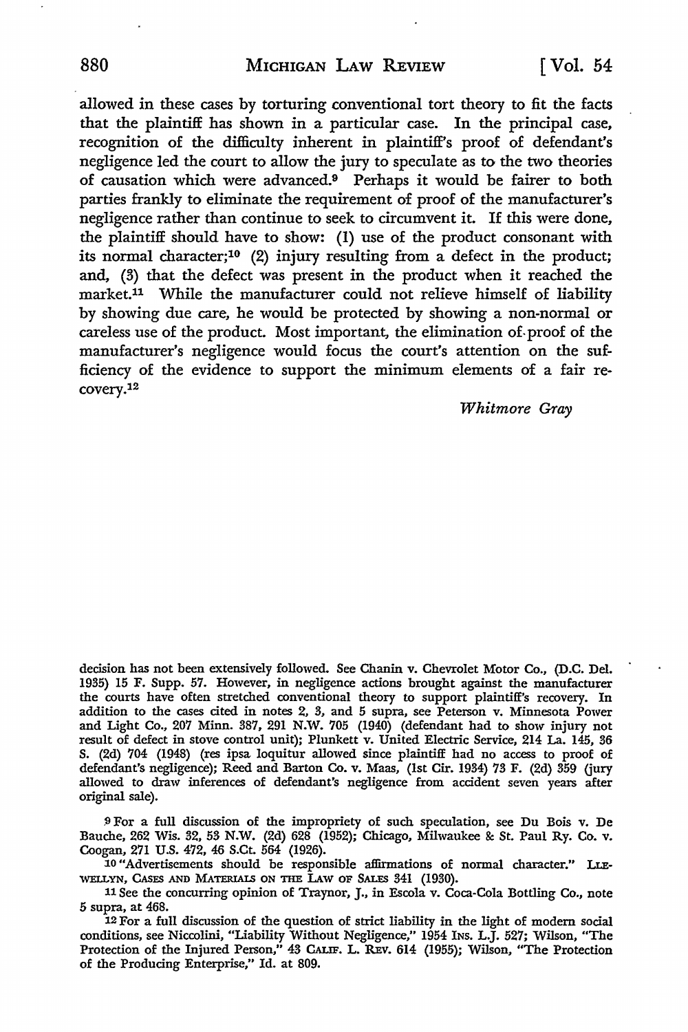allowed in these cases by torturing conventional tort theory to fit the facts that the plaintiff has shown in a particular case. In the principal case, recognition of the difficulty inherent in plaintiff's proof of defendant's negligence led the court to allow the jury to speculate as to the two theories of causation which were advanced.[9] Perhaps it would be fairer to both parties frankly to eliminate the requirement of proof of the manufacturer's negligence rather than continue to seek to circumvent it. If this were done, the plaintiff should have to show: (1) use of the product consonant with its normal character;[10] (2) injury resulting from a defect in the product; and, (3) that the defect was present in the product when it reached the market.[11] While the manufacturer could not relieve himself of liability by showing due care, he would be protected by showing a non-normal or careless use of the product. Most important, the elimination of proof of the manufacturer's negligence would focus the court's attention on the sufficiency of the evidence to support the minimum elements of a fair recovery.[12]

*Whitmore Gray*

decision has not been extensively followed. See Chanin v. Chevrolet Motor Co., (D.C. Del. 1935) 15 F. Supp. 57. However, in negligence actions brought against the manufacturer the courts have often stretched conventional theory to support plaintiff's recovery. In addition to the cases cited in notes 2, 3, and 5 supra, see Peterson v. Minnesota Power and Light Co., 207 Minn. 387, 291 N.W. 705 (1940) (defendant had to show injury not result of defect in stove control unit); Plunkett v. United Electric Service, 214 La. 145, 36 S. (2d) 704 (1948) (res ipsa loquitur allowed since plaintiff had no access to proof of defendant's negligence); Reed and Barton Co. v. Maas, (1st Cir. 1934) 73 F. (2d) 359 (jury allowed to draw inferences of defendant's negligence from accident seven years after original sale).

[9] For a full discussion of the impropriety of such speculation, see Du Bois v. De Bauche, 262 Wis. 32, 53 N.W. (2d) 628 (1952); Chicago, Milwaukee & St. Paul Ry. Co. v. Coogan, 271 U.S. 472, 46 S.Ct. 564 (1926).

[10] "Advertisements should be responsible affirmations of normal character." LLEWELLYN, CASES AND MATERIALS ON THE LAW OF SALES 341 (1930).

[11] See the concurring opinion of Traynor, J., in Escola v. Coca-Cola Bottling Co., note 5 supra, at 468.

[12] For a full discussion of the question of strict liability in the light of modern social conditions, see Niccolini, "Liability Without Negligence," 1954 INS. L.J. 527; Wilson, "The Protection of the Injured Person," 43 CALIF. L. REV. 614 (1955); Wilson, "The Protection of the Producing Enterprise," Id. at 809.